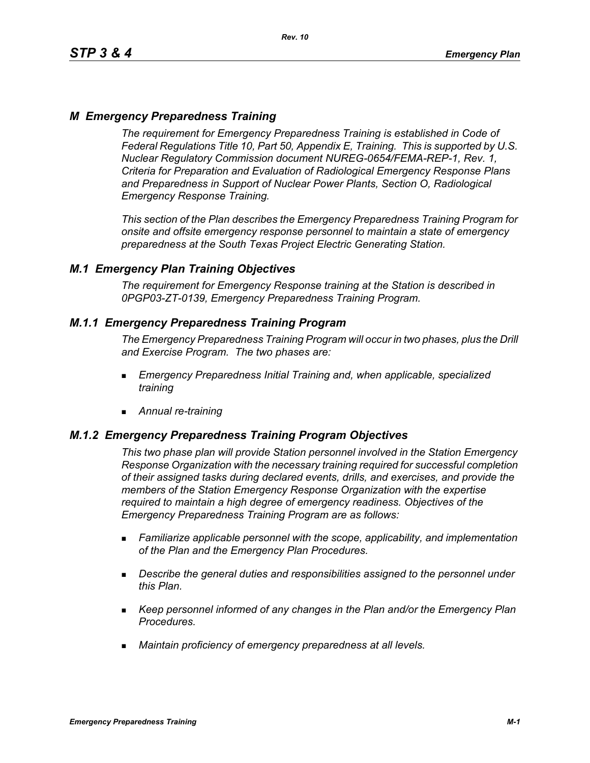# *M Emergency Preparedness Training*

*The requirement for Emergency Preparedness Training is established in Code of Federal Regulations Title 10, Part 50, Appendix E, Training. This is supported by U.S. Nuclear Regulatory Commission document NUREG-0654/FEMA-REP-1, Rev. 1, Criteria for Preparation and Evaluation of Radiological Emergency Response Plans and Preparedness in Support of Nuclear Power Plants, Section O, Radiological Emergency Response Training.*

*This section of the Plan describes the Emergency Preparedness Training Program for onsite and offsite emergency response personnel to maintain a state of emergency preparedness at the South Texas Project Electric Generating Station.*

## *M.1 Emergency Plan Training Objectives*

*The requirement for Emergency Response training at the Station is described in 0PGP03-ZT-0139, Emergency Preparedness Training Program.*

### *M.1.1 Emergency Preparedness Training Program*

*The Emergency Preparedness Training Program will occur in two phases, plus the Drill and Exercise Program. The two phases are:*

- *Emergency Preparedness Initial Training and, when applicable, specialized training*
- *Annual re-training*

### *M.1.2 Emergency Preparedness Training Program Objectives*

*This two phase plan will provide Station personnel involved in the Station Emergency Response Organization with the necessary training required for successful completion of their assigned tasks during declared events, drills, and exercises, and provide the members of the Station Emergency Response Organization with the expertise required to maintain a high degree of emergency readiness. Objectives of the Emergency Preparedness Training Program are as follows:*

- *Familiarize applicable personnel with the scope, applicability, and implementation of the Plan and the Emergency Plan Procedures.*
- *Describe the general duties and responsibilities assigned to the personnel under this Plan.*
- *Keep personnel informed of any changes in the Plan and/or the Emergency Plan Procedures.*
- *Maintain proficiency of emergency preparedness at all levels.*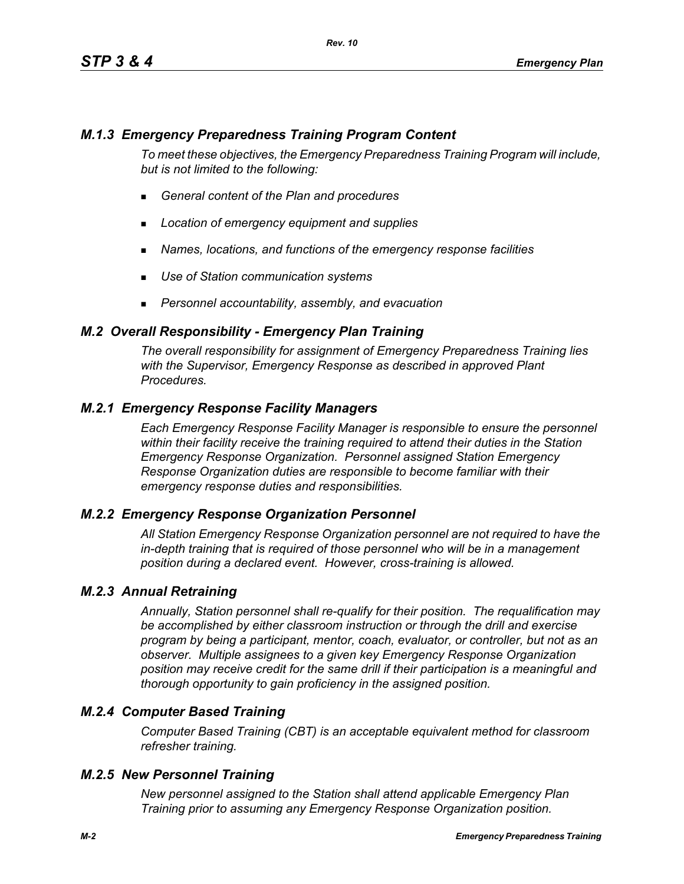### *M.1.3 Emergency Preparedness Training Program Content*

*To meet these objectives, the Emergency Preparedness Training Program will include, but is not limited to the following:*

- *General content of the Plan and procedures*
- *Location of emergency equipment and supplies*
- *Names, locations, and functions of the emergency response facilities*
- *Use of Station communication systems*
- *Personnel accountability, assembly, and evacuation*

## *M.2 Overall Responsibility - Emergency Plan Training*

*The overall responsibility for assignment of Emergency Preparedness Training lies with the Supervisor, Emergency Response as described in approved Plant Procedures.*

### *M.2.1 Emergency Response Facility Managers*

*Each Emergency Response Facility Manager is responsible to ensure the personnel within their facility receive the training required to attend their duties in the Station Emergency Response Organization. Personnel assigned Station Emergency Response Organization duties are responsible to become familiar with their emergency response duties and responsibilities.*

### *M.2.2 Emergency Response Organization Personnel*

*All Station Emergency Response Organization personnel are not required to have the in-depth training that is required of those personnel who will be in a management position during a declared event. However, cross-training is allowed.*

### *M.2.3 Annual Retraining*

*Annually, Station personnel shall re-qualify for their position. The requalification may be accomplished by either classroom instruction or through the drill and exercise program by being a participant, mentor, coach, evaluator, or controller, but not as an observer. Multiple assignees to a given key Emergency Response Organization position may receive credit for the same drill if their participation is a meaningful and thorough opportunity to gain proficiency in the assigned position.*

### *M.2.4 Computer Based Training*

*Computer Based Training (CBT) is an acceptable equivalent method for classroom refresher training.*

### *M.2.5 New Personnel Training*

*New personnel assigned to the Station shall attend applicable Emergency Plan Training prior to assuming any Emergency Response Organization position.*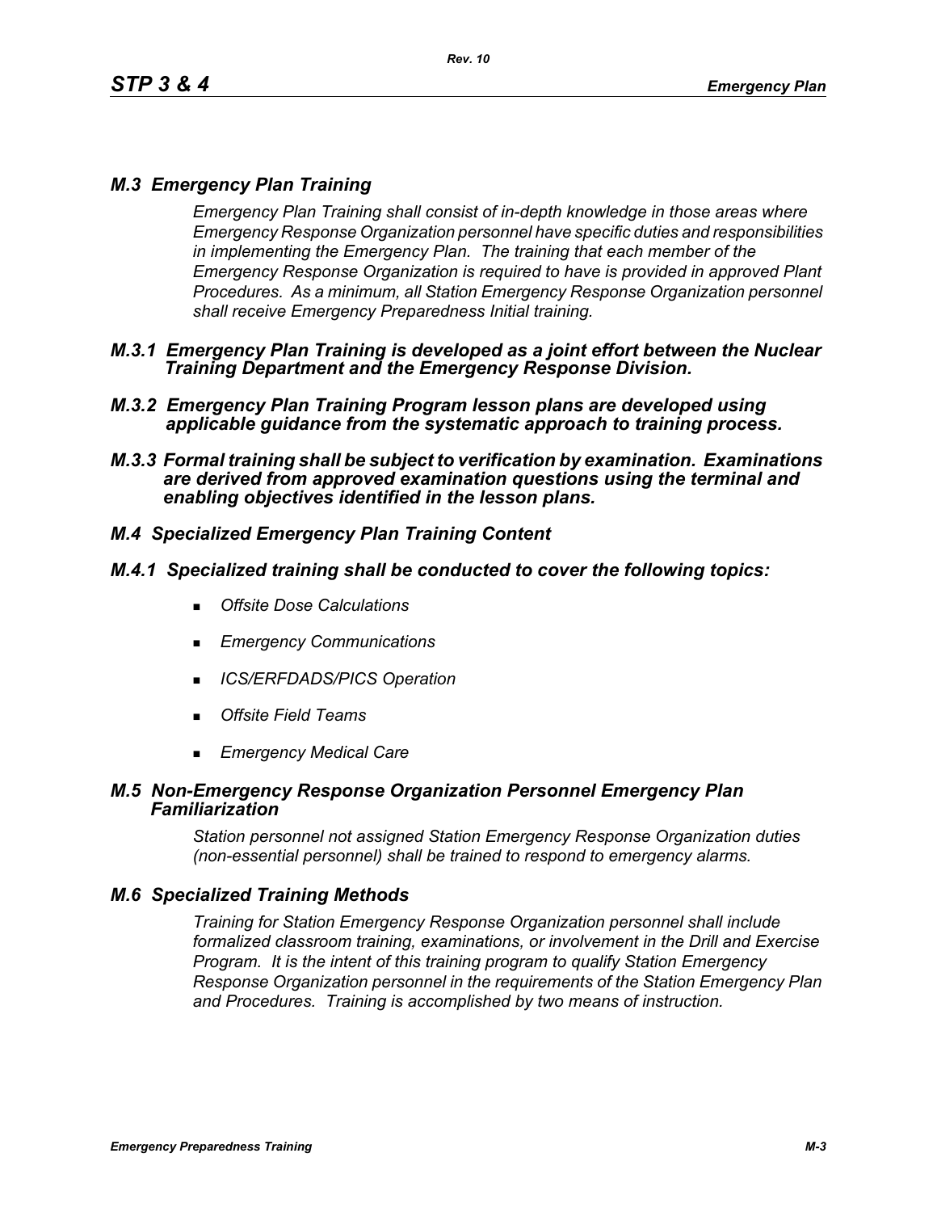## *M.3 Emergency Plan Training*

*Emergency Plan Training shall consist of in-depth knowledge in those areas where Emergency Response Organization personnel have specific duties and responsibilities in implementing the Emergency Plan. The training that each member of the Emergency Response Organization is required to have is provided in approved Plant Procedures. As a minimum, all Station Emergency Response Organization personnel shall receive Emergency Preparedness Initial training.*

### *M.3.1 Emergency Plan Training is developed as a joint effort between the Nuclear Training Department and the Emergency Response Division.*

### *M.3.2 Emergency Plan Training Program lesson plans are developed using applicable guidance from the systematic approach to training process.*

### *M.3.3 Formal training shall be subject to verification by examination. Examinations are derived from approved examination questions using the terminal and enabling objectives identified in the lesson plans.*

## *M.4 Specialized Emergency Plan Training Content*

### *M.4.1 Specialized training shall be conducted to cover the following topics:*

- *Offsite Dose Calculations*
- *Emergency Communications*
- *ICS/ERFDADS/PICS Operation*
- *Offsite Field Teams*
- *Emergency Medical Care*

## *M.5 Non-Emergency Response Organization Personnel Emergency Plan Familiarization*

*Station personnel not assigned Station Emergency Response Organization duties (non-essential personnel) shall be trained to respond to emergency alarms.*

## *M.6 Specialized Training Methods*

*Training for Station Emergency Response Organization personnel shall include formalized classroom training, examinations, or involvement in the Drill and Exercise Program. It is the intent of this training program to qualify Station Emergency Response Organization personnel in the requirements of the Station Emergency Plan and Procedures. Training is accomplished by two means of instruction.*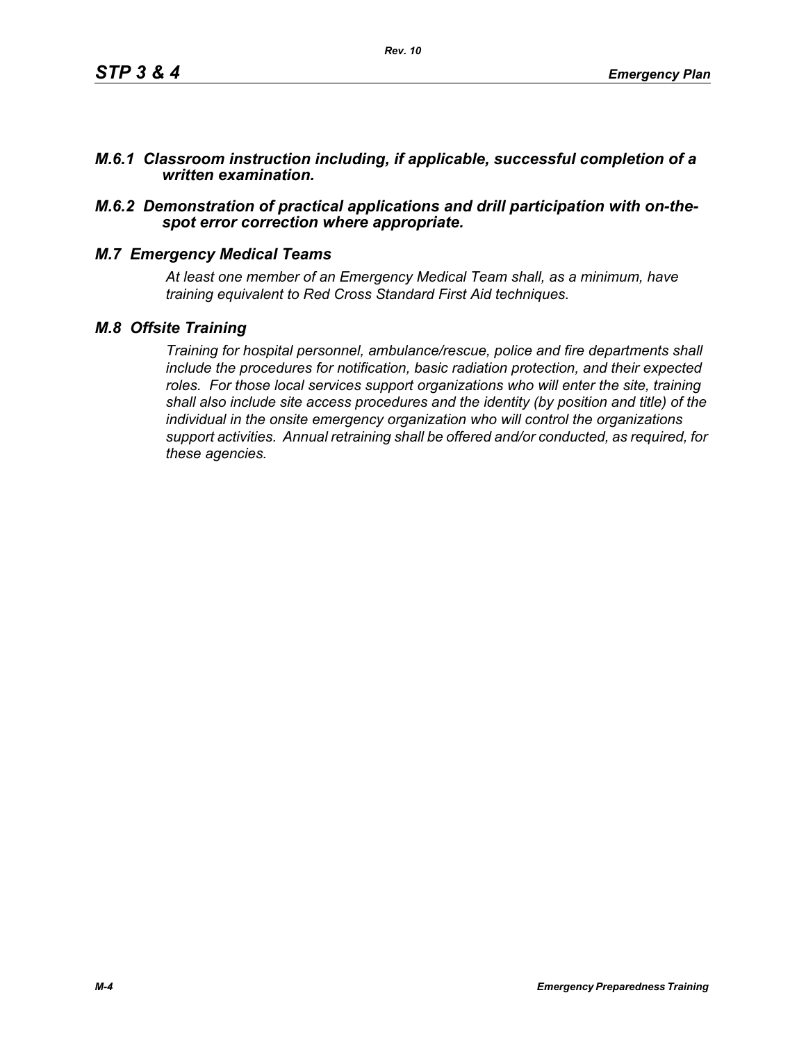### *M.6.1 Classroom instruction including, if applicable, successful completion of a written examination.*

### *M.6.2 Demonstration of practical applications and drill participation with on-the-spot error correction where appropriate.*

## *M.7 Emergency Medical Teams*

*At least one member of an Emergency Medical Team shall, as a minimum, have training equivalent to Red Cross Standard First Aid techniques.*

## *M.8 Offsite Training*

*Training for hospital personnel, ambulance/rescue, police and fire departments shall include the procedures for notification, basic radiation protection, and their expected roles. For those local services support organizations who will enter the site, training shall also include site access procedures and the identity (by position and title) of the individual in the onsite emergency organization who will control the organizations support activities. Annual retraining shall be offered and/or conducted, as required, for these agencies.*